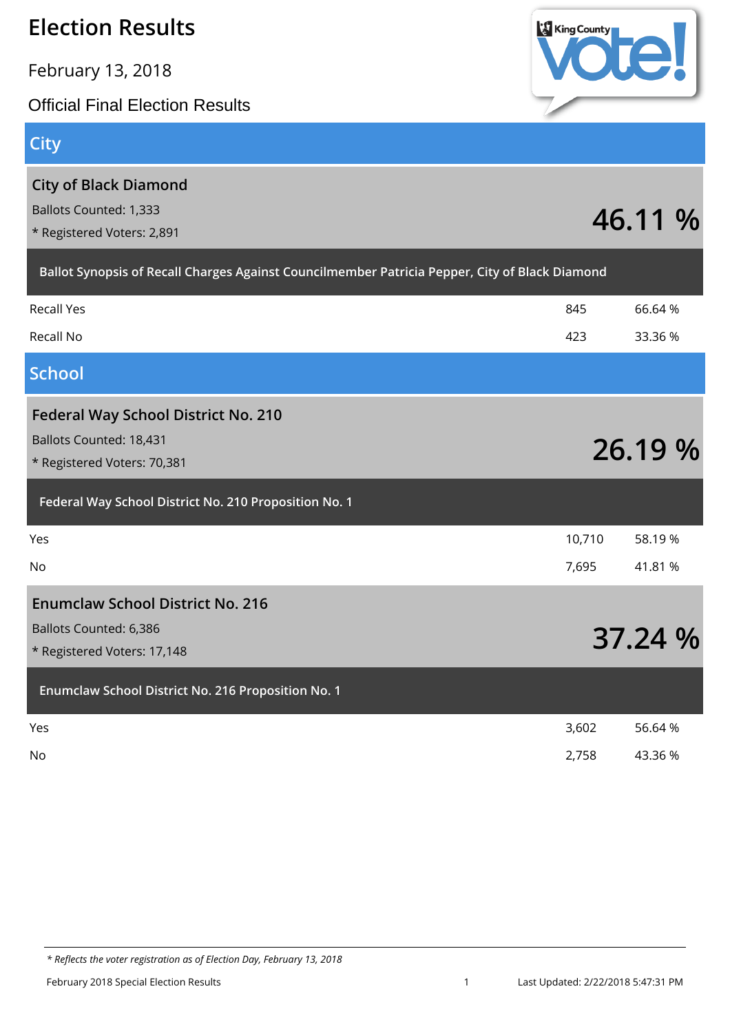# Election Results

February 13, 2018

Official Final Election Results

## City

### City of Black Diamond

Ballots Counted: 1,333

* Registered Voters: 2,891

**46.11 %**

**Ballot Synopsis of Recall Charges Against Councilmember Patricia Pepper, City of Black Diamond**

| | | |
|---|---|---|
| Recall Yes | 845 | 66.64 % |
| Recall No | 423 | 33.36 % |

## School

### Federal Way School District No. 210

Ballots Counted: 18,431

* Registered Voters: 70,381

**26.19 %**

**Federal Way School District No. 210 Proposition No. 1**

| | | |
|---|---|---|
| Yes | 10,710 | 58.19 % |
| No | 7,695 | 41.81 % |

### Enumclaw School District No. 216

Ballots Counted: 6,386

* Registered Voters: 17,148

**37.24 %**

**Enumclaw School District No. 216 Proposition No. 1**

| | | |
|---|---|---|
| Yes | 3,602 | 56.64 % |
| No | 2,758 | 43.36 % |

*\* Reflects the voter registration as of Election Day, February 13, 2018*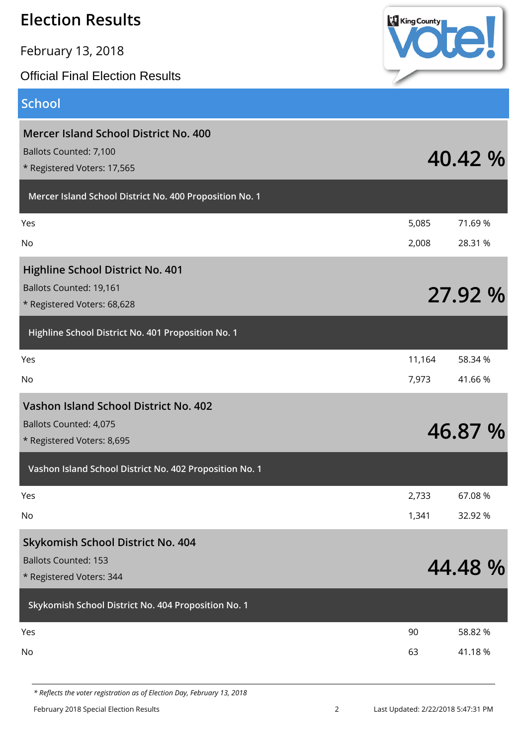# Election Results

February 13, 2018

Official Final Election Results

## School

### Mercer Island School District No. 400

Ballots Counted: 7,100

* Registered Voters: 17,565

**40.42 %**

| Mercer Island School District No. 400 Proposition No. 1 | | |
|---|---|---|
| Yes | 5,085 | 71.69 % |
| No | 2,008 | 28.31 % |

### Highline School District No. 401

Ballots Counted: 19,161

* Registered Voters: 68,628

**27.92 %**

| Highline School District No. 401 Proposition No. 1 | | |
|---|---|---|
| Yes | 11,164 | 58.34 % |
| No | 7,973 | 41.66 % |

### Vashon Island School District No. 402

Ballots Counted: 4,075

* Registered Voters: 8,695

**46.87 %**

| Vashon Island School District No. 402 Proposition No. 1 | | |
|---|---|---|
| Yes | 2,733 | 67.08 % |
| No | 1,341 | 32.92 % |

### Skykomish School District No. 404

Ballots Counted: 153

* Registered Voters: 344

**44.48 %**

| Skykomish School District No. 404 Proposition No. 1 | | |
|---|---|---|
| Yes | 90 | 58.82 % |
| No | 63 | 41.18 % |

*\* Reflects the voter registration as of Election Day, February 13, 2018*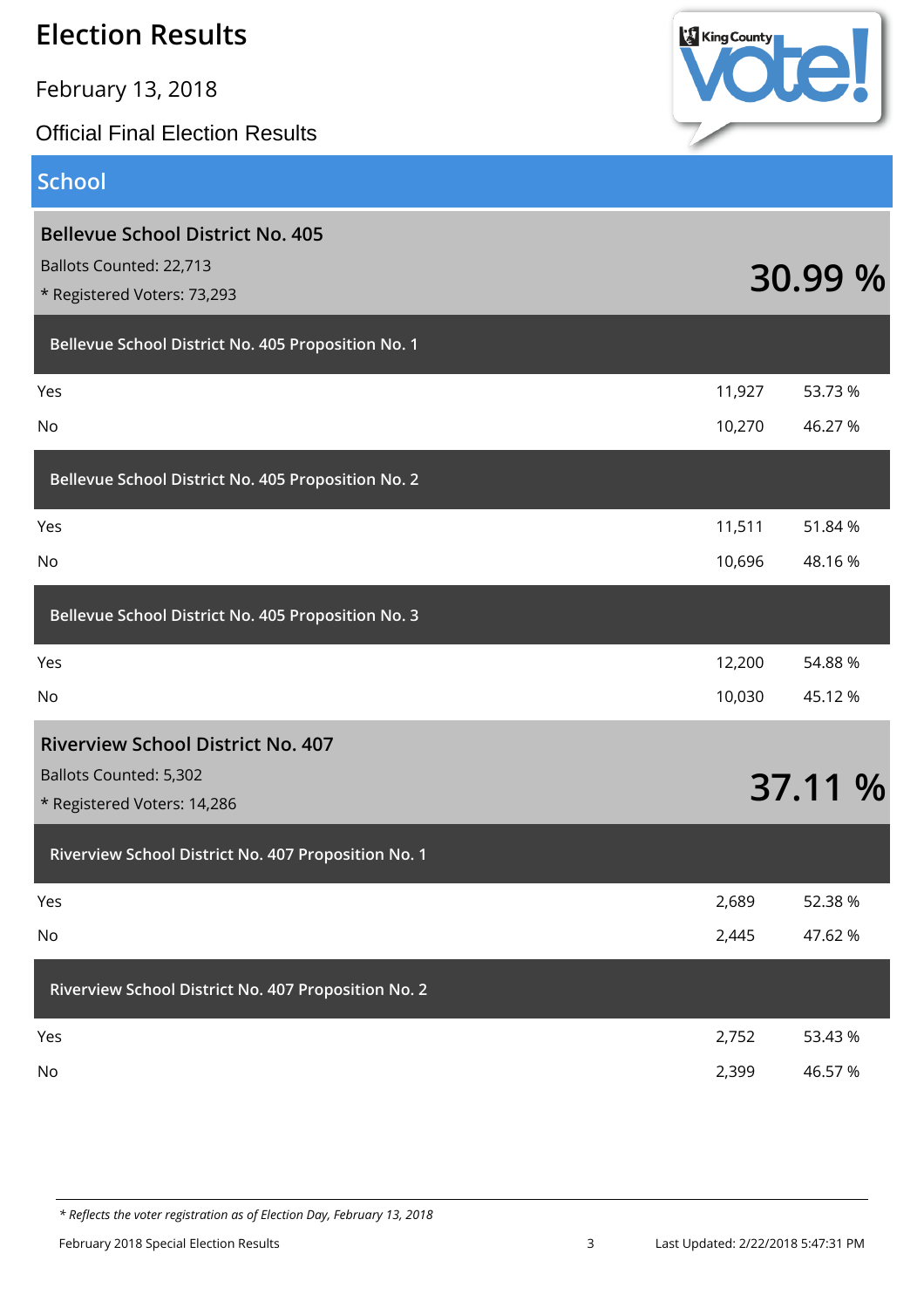# Election Results

February 13, 2018

Official Final Election Results

## School

### Bellevue School District No. 405

Ballots Counted: 22,713

* Registered Voters: 73,293

**30.99 %**

| Bellevue School District No. 405 Proposition No. 1 | | |
|---|---|---|
| Yes | 11,927 | 53.73 % |
| No | 10,270 | 46.27 % |

| Bellevue School District No. 405 Proposition No. 2 | | |
|---|---|---|
| Yes | 11,511 | 51.84 % |
| No | 10,696 | 48.16 % |

| Bellevue School District No. 405 Proposition No. 3 | | |
|---|---|---|
| Yes | 12,200 | 54.88 % |
| No | 10,030 | 45.12 % |

### Riverview School District No. 407

Ballots Counted: 5,302

* Registered Voters: 14,286

**37.11 %**

| Riverview School District No. 407 Proposition No. 1 | | |
|---|---|---|
| Yes | 2,689 | 52.38 % |
| No | 2,445 | 47.62 % |

| Riverview School District No. 407 Proposition No. 2 | | |
|---|---|---|
| Yes | 2,752 | 53.43 % |
| No | 2,399 | 46.57 % |

*\* Reflects the voter registration as of Election Day, February 13, 2018*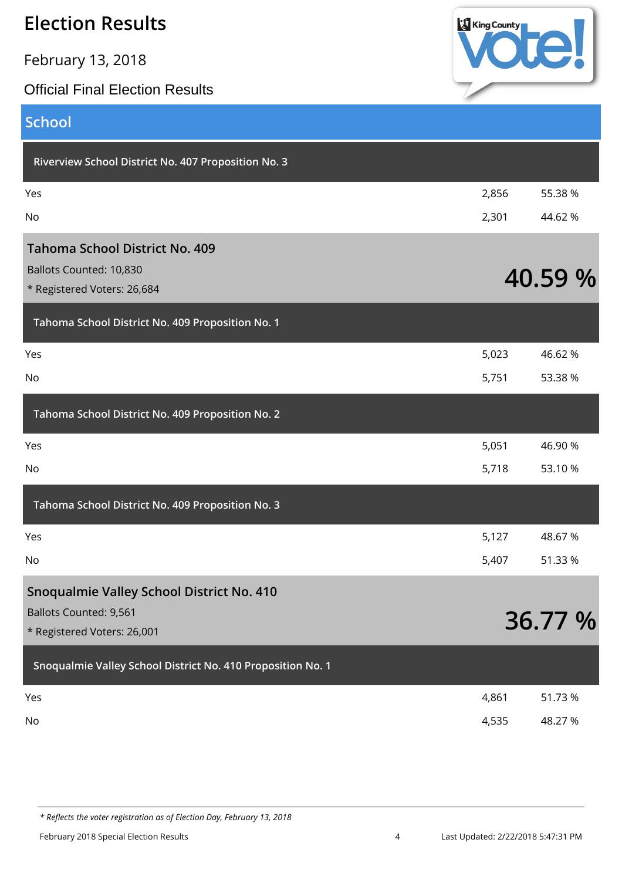# Election Results

February 13, 2018

Official Final Election Results

## School

### Riverview School District No. 407 Proposition No. 3

| | | |
|---|---|---|
| Yes | 2,856 | 55.38 % |
| No | 2,301 | 44.62 % |

## Tahoma School District No. 409

Ballots Counted: 10,830

* Registered Voters: 26,684

**40.59 %**

### Tahoma School District No. 409 Proposition No. 1

| | | |
|---|---|---|
| Yes | 5,023 | 46.62 % |
| No | 5,751 | 53.38 % |

### Tahoma School District No. 409 Proposition No. 2

| | | |
|---|---|---|
| Yes | 5,051 | 46.90 % |
| No | 5,718 | 53.10 % |

### Tahoma School District No. 409 Proposition No. 3

| | | |
|---|---|---|
| Yes | 5,127 | 48.67 % |
| No | 5,407 | 51.33 % |

## Snoqualmie Valley School District No. 410

Ballots Counted: 9,561

* Registered Voters: 26,001

**36.77 %**

### Snoqualmie Valley School District No. 410 Proposition No. 1

| | | |
|---|---|---|
| Yes | 4,861 | 51.73 % |
| No | 4,535 | 48.27 % |

*\* Reflects the voter registration as of Election Day, February 13, 2018*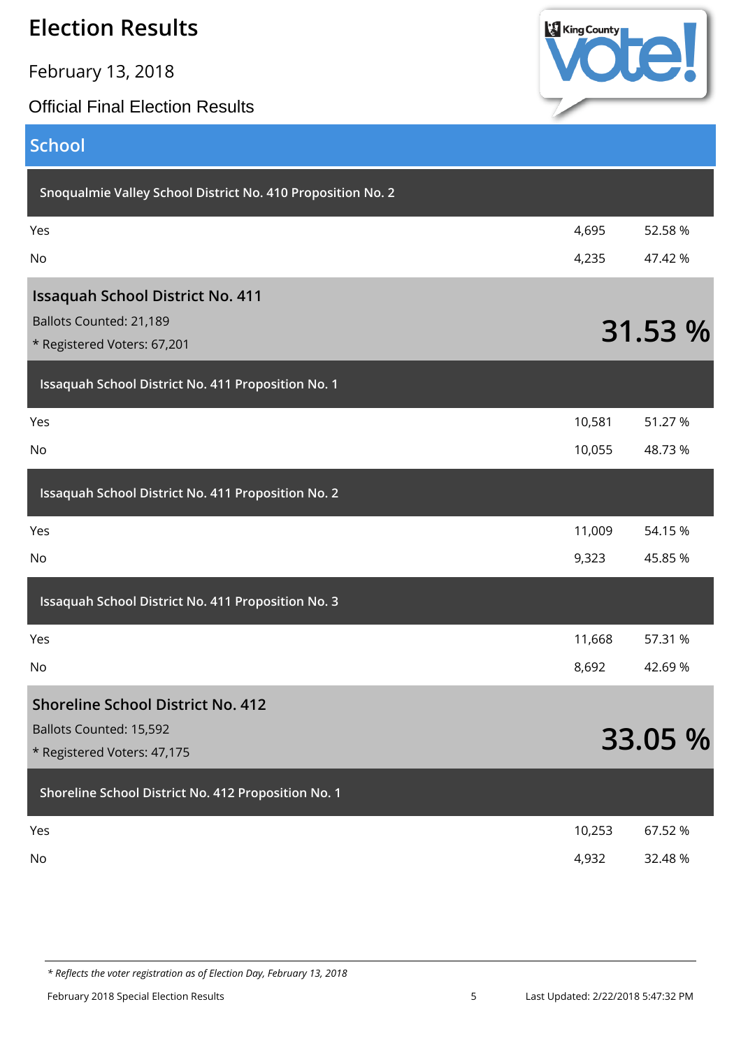# Election Results

February 13, 2018

Official Final Election Results

## School

### Snoqualmie Valley School District No. 410 Proposition No. 2

| | | |
|---|---|---|
| Yes | 4,695 | 52.58 % |
| No | 4,235 | 47.42 % |

## Issaquah School District No. 411

Ballots Counted: 21,189

* Registered Voters: 67,201

**31.53 %**

### Issaquah School District No. 411 Proposition No. 1

| | | |
|---|---|---|
| Yes | 10,581 | 51.27 % |
| No | 10,055 | 48.73 % |

### Issaquah School District No. 411 Proposition No. 2

| | | |
|---|---|---|
| Yes | 11,009 | 54.15 % |
| No | 9,323 | 45.85 % |

### Issaquah School District No. 411 Proposition No. 3

| | | |
|---|---|---|
| Yes | 11,668 | 57.31 % |
| No | 8,692 | 42.69 % |

## Shoreline School District No. 412

Ballots Counted: 15,592

* Registered Voters: 47,175

**33.05 %**

### Shoreline School District No. 412 Proposition No. 1

| | | |
|---|---|---|
| Yes | 10,253 | 67.52 % |
| No | 4,932 | 32.48 % |

*\* Reflects the voter registration as of Election Day, February 13, 2018*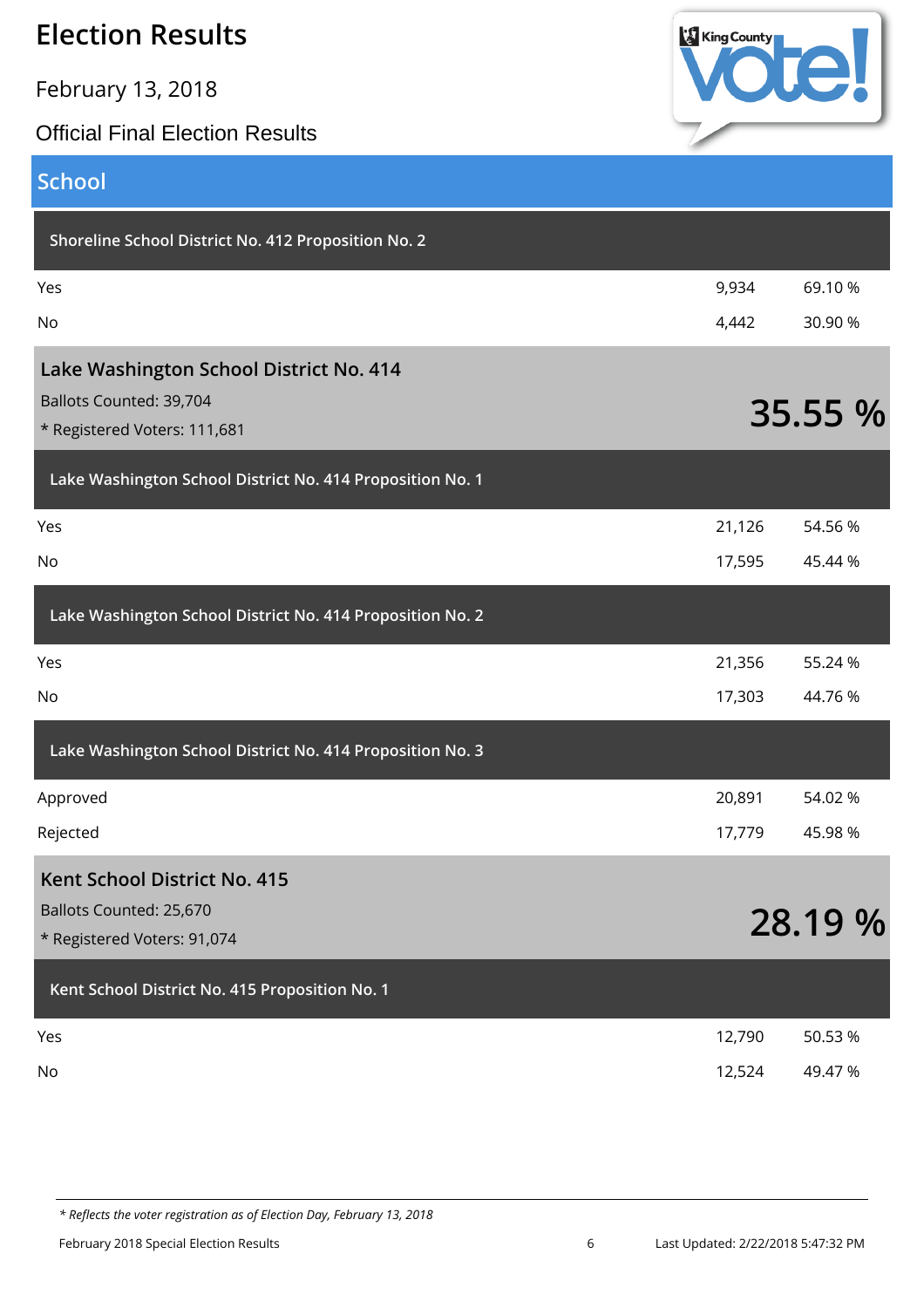# Election Results

February 13, 2018

Official Final Election Results

## School

### Shoreline School District No. 412 Proposition No. 2

| | | |
|---|---|---|
| Yes | 9,934 | 69.10 % |
| No | 4,442 | 30.90 % |

### Lake Washington School District No. 414

Ballots Counted: 39,704

* Registered Voters: 111,681

**35.55 %**

#### Lake Washington School District No. 414 Proposition No. 1

| | | |
|---|---|---|
| Yes | 21,126 | 54.56 % |
| No | 17,595 | 45.44 % |

#### Lake Washington School District No. 414 Proposition No. 2

| | | |
|---|---|---|
| Yes | 21,356 | 55.24 % |
| No | 17,303 | 44.76 % |

#### Lake Washington School District No. 414 Proposition No. 3

| | | |
|---|---|---|
| Approved | 20,891 | 54.02 % |
| Rejected | 17,779 | 45.98 % |

### Kent School District No. 415

Ballots Counted: 25,670

* Registered Voters: 91,074

**28.19 %**

#### Kent School District No. 415 Proposition No. 1

| | | |
|---|---|---|
| Yes | 12,790 | 50.53 % |
| No | 12,524 | 49.47 % |

*\* Reflects the voter registration as of Election Day, February 13, 2018*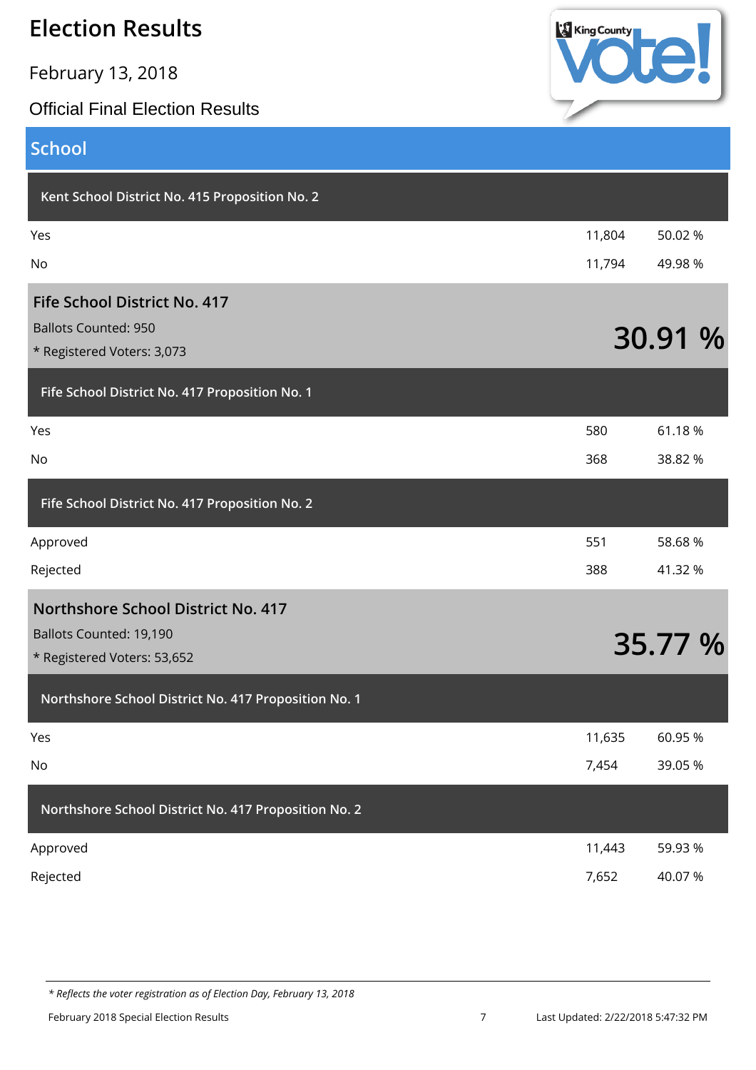# Election Results

February 13, 2018

Official Final Election Results

## School

### Kent School District No. 415 Proposition No. 2

| | | |
|---|---|---|
| Yes | 11,804 | 50.02 % |
| No | 11,794 | 49.98 % |

### Fife School District No. 417

Ballots Counted: 950

* Registered Voters: 3,073

**30.91 %**

#### Fife School District No. 417 Proposition No. 1

| | | |
|---|---|---|
| Yes | 580 | 61.18 % |
| No | 368 | 38.82 % |

#### Fife School District No. 417 Proposition No. 2

| | | |
|---|---|---|
| Approved | 551 | 58.68 % |
| Rejected | 388 | 41.32 % |

### Northshore School District No. 417

Ballots Counted: 19,190

* Registered Voters: 53,652

**35.77 %**

#### Northshore School District No. 417 Proposition No. 1

| | | |
|---|---|---|
| Yes | 11,635 | 60.95 % |
| No | 7,454 | 39.05 % |

#### Northshore School District No. 417 Proposition No. 2

| | | |
|---|---|---|
| Approved | 11,443 | 59.93 % |
| Rejected | 7,652 | 40.07 % |

*\* Reflects the voter registration as of Election Day, February 13, 2018*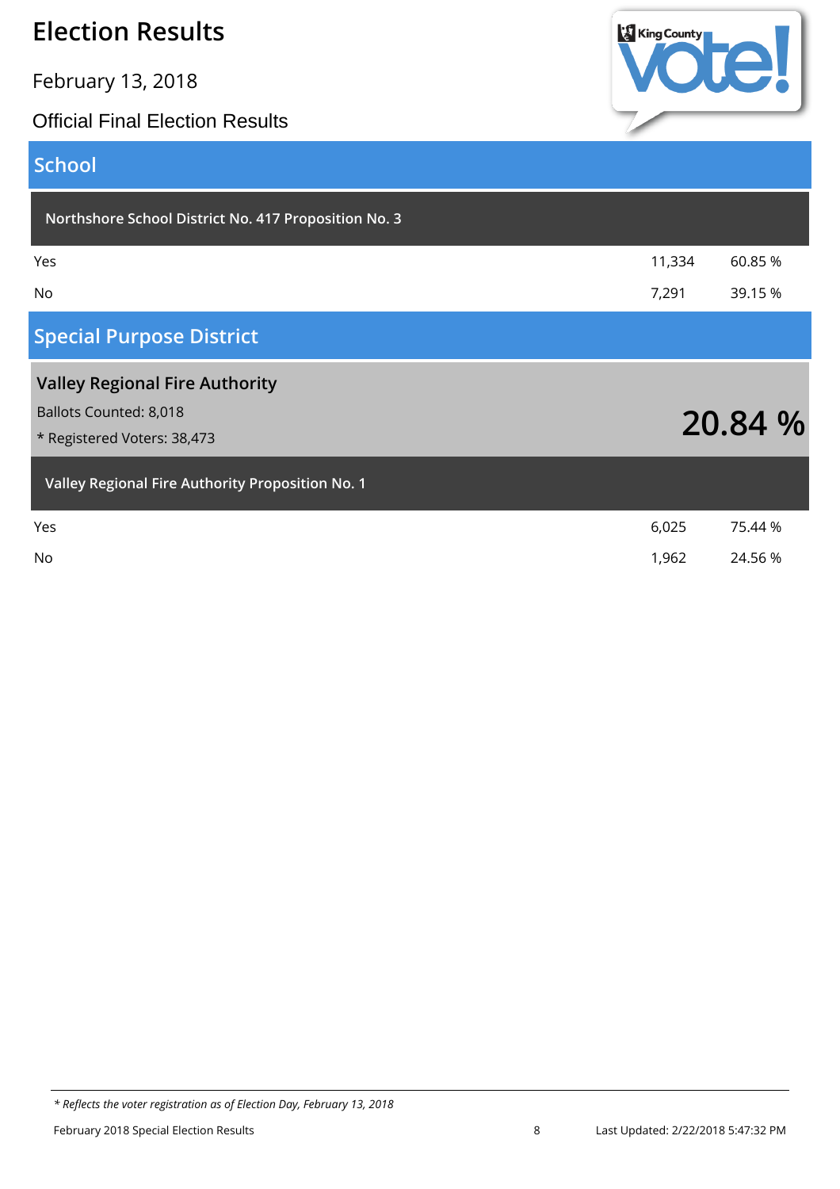# Election Results

February 13, 2018

Official Final Election Results

## School

### Northshore School District No. 417 Proposition No. 3

| | | |
|---|---|---|
| Yes | 11,334 | 60.85 % |
| No | 7,291 | 39.15 % |

## Special Purpose District

### Valley Regional Fire Authority

Ballots Counted: 8,018

* Registered Voters: 38,473

**20.84 %**

### Valley Regional Fire Authority Proposition No. 1

| | | |
|---|---|---|
| Yes | 6,025 | 75.44 % |
| No | 1,962 | 24.56 % |

*\* Reflects the voter registration as of Election Day, February 13, 2018*